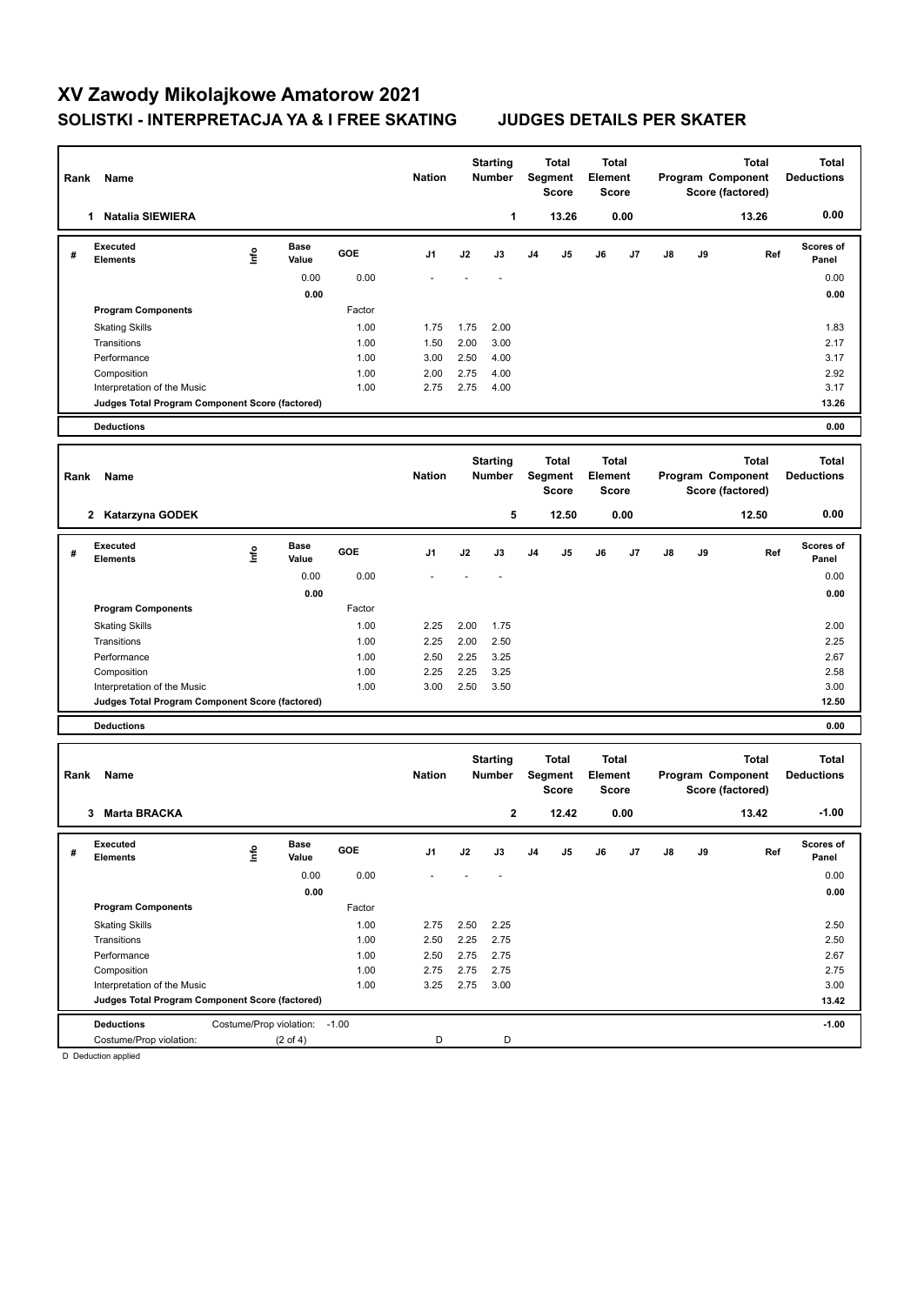# XV Zawody Mikolajkowe Amatorow 2021

## SOLISTKI - INTERPRETACJA YA & I FREE SKATING JUDGES DETAILS PER SKATER

| Rank | Name | Nation | Starting Number | Total Segment Score | Total Element Score | Total Program Component Score (factored) | Total Deductions |
|---|---|---|---|---|---|---|---|
| 1 | Natalia SIEWIERA | | 1 | 13.26 | 0.00 | 13.26 | 0.00 |

| # | Executed Elements | Info | Base Value | GOE | J1 | J2 | J3 | J4 | J5 | J6 | J7 | J8 | J9 | Ref | Scores of Panel |
|---|---|---|---|---|---|---|---|---|---|---|---|---|---|---|---|
| | | | 0.00 | 0.00 | - | - | - | | | | | | | | 0.00 |
| | | | 0.00 | | | | | | | | | | | | 0.00 |
| | **Program Components** | | | Factor | | | | | | | | | | | |
| | Skating Skills | | | 1.00 | 1.75 | 1.75 | 2.00 | | | | | | | | 1.83 |
| | Transitions | | | 1.00 | 1.50 | 2.00 | 3.00 | | | | | | | | 2.17 |
| | Performance | | | 1.00 | 3.00 | 2.50 | 4.00 | | | | | | | | 3.17 |
| | Composition | | | 1.00 | 2.00 | 2.75 | 4.00 | | | | | | | | 2.92 |
| | Interpretation of the Music | | | 1.00 | 2.75 | 2.75 | 4.00 | | | | | | | | 3.17 |
| | **Judges Total Program Component Score (factored)** | | | | | | | | | | | | | | 13.26 |
| | **Deductions** | | | | | | | | | | | | | | 0.00 |

| Rank | Name | Nation | Starting Number | Total Segment Score | Total Element Score | Total Program Component Score (factored) | Total Deductions |
|---|---|---|---|---|---|---|---|
| 2 | Katarzyna GODEK | | 5 | 12.50 | 0.00 | 12.50 | 0.00 |

| # | Executed Elements | Info | Base Value | GOE | J1 | J2 | J3 | J4 | J5 | J6 | J7 | J8 | J9 | Ref | Scores of Panel |
|---|---|---|---|---|---|---|---|---|---|---|---|---|---|---|---|
| | | | 0.00 | 0.00 | - | - | - | | | | | | | | 0.00 |
| | | | 0.00 | | | | | | | | | | | | 0.00 |
| | **Program Components** | | | Factor | | | | | | | | | | | |
| | Skating Skills | | | 1.00 | 2.25 | 2.00 | 1.75 | | | | | | | | 2.00 |
| | Transitions | | | 1.00 | 2.25 | 2.00 | 2.50 | | | | | | | | 2.25 |
| | Performance | | | 1.00 | 2.50 | 2.25 | 3.25 | | | | | | | | 2.67 |
| | Composition | | | 1.00 | 2.25 | 2.25 | 3.25 | | | | | | | | 2.58 |
| | Interpretation of the Music | | | 1.00 | 3.00 | 2.50 | 3.50 | | | | | | | | 3.00 |
| | **Judges Total Program Component Score (factored)** | | | | | | | | | | | | | | 12.50 |
| | **Deductions** | | | | | | | | | | | | | | 0.00 |

| Rank | Name | Nation | Starting Number | Total Segment Score | Total Element Score | Total Program Component Score (factored) | Total Deductions |
|---|---|---|---|---|---|---|---|
| 3 | Marta BRACKA | | 2 | 12.42 | 0.00 | 13.42 | -1.00 |

| # | Executed Elements | Info | Base Value | GOE | J1 | J2 | J3 | J4 | J5 | J6 | J7 | J8 | J9 | Ref | Scores of Panel |
|---|---|---|---|---|---|---|---|---|---|---|---|---|---|---|---|
| | | | 0.00 | 0.00 | - | - | - | | | | | | | | 0.00 |
| | | | 0.00 | | | | | | | | | | | | 0.00 |
| | **Program Components** | | | Factor | | | | | | | | | | | |
| | Skating Skills | | | 1.00 | 2.75 | 2.50 | 2.25 | | | | | | | | 2.50 |
| | Transitions | | | 1.00 | 2.50 | 2.25 | 2.75 | | | | | | | | 2.50 |
| | Performance | | | 1.00 | 2.50 | 2.75 | 2.75 | | | | | | | | 2.67 |
| | Composition | | | 1.00 | 2.75 | 2.75 | 2.75 | | | | | | | | 2.75 |
| | Interpretation of the Music | | | 1.00 | 3.25 | 2.75 | 3.00 | | | | | | | | 3.00 |
| | **Judges Total Program Component Score (factored)** | | | | | | | | | | | | | | 13.42 |
| | **Deductions** | Costume/Prop violation: | | -1.00 | | | | | | | | | | | -1.00 |
| | Costume/Prop violation: | | (2 of 4) | | D | | D | | | | | | | | |

D Deduction applied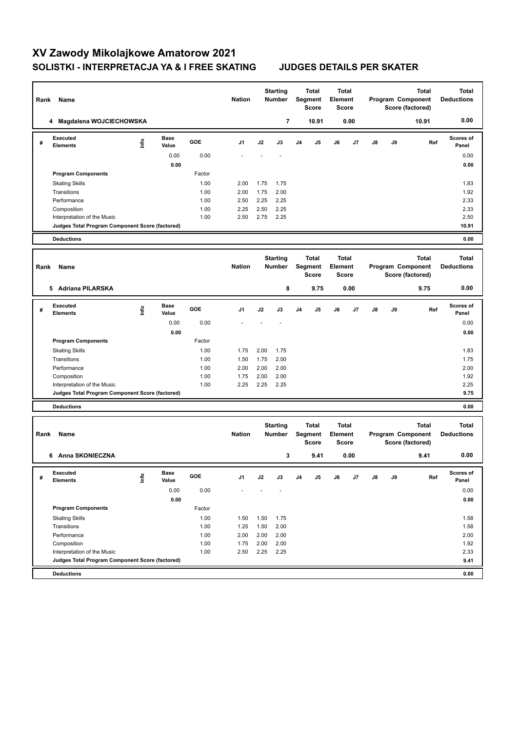# XV Zawody Mikolajkowe Amatorow 2021

## SOLISTKI - INTERPRETACJA YA & I FREE SKATING JUDGES DETAILS PER SKATER

| Rank | Name | Nation | Starting Number | Total Segment Score | Total Element Score | Total Program Component Score (factored) | Total Deductions |
|---|---|---|---|---|---|---|---|
| 4 | Magdalena WOJCIECHOWSKA | | 7 | 10.91 | 0.00 | 10.91 | 0.00 |

| # | Executed Elements | Info | Base Value | GOE | J1 | J2 | J3 | J4 | J5 | J6 | J7 | J8 | J9 | Ref | Scores of Panel |
|---|---|---|---|---|---|---|---|---|---|---|---|---|---|---|---|
| | | | 0.00 | 0.00 | - | - | - | | | | | | | | 0.00 |
| | | | 0.00 | | | | | | | | | | | | 0.00 |
| | **Program Components** | | | Factor | | | | | | | | | | | |
| | Skating Skills | | | 1.00 | 2.00 | 1.75 | 1.75 | | | | | | | | 1.83 |
| | Transitions | | | 1.00 | 2.00 | 1.75 | 2.00 | | | | | | | | 1.92 |
| | Performance | | | 1.00 | 2.50 | 2.25 | 2.25 | | | | | | | | 2.33 |
| | Composition | | | 1.00 | 2.25 | 2.50 | 2.25 | | | | | | | | 2.33 |
| | Interpretation of the Music | | | 1.00 | 2.50 | 2.75 | 2.25 | | | | | | | | 2.50 |
| | **Judges Total Program Component Score (factored)** | | | | | | | | | | | | | | **10.91** |
| | **Deductions** | | | | | | | | | | | | | | **0.00** |

| Rank | Name | Nation | Starting Number | Total Segment Score | Total Element Score | Total Program Component Score (factored) | Total Deductions |
|---|---|---|---|---|---|---|---|
| 5 | Adriana PILARSKA | | 8 | 9.75 | 0.00 | 9.75 | 0.00 |

| # | Executed Elements | Info | Base Value | GOE | J1 | J2 | J3 | J4 | J5 | J6 | J7 | J8 | J9 | Ref | Scores of Panel |
|---|---|---|---|---|---|---|---|---|---|---|---|---|---|---|---|
| | | | 0.00 | 0.00 | - | - | - | | | | | | | | 0.00 |
| | | | 0.00 | | | | | | | | | | | | 0.00 |
| | **Program Components** | | | Factor | | | | | | | | | | | |
| | Skating Skills | | | 1.00 | 1.75 | 2.00 | 1.75 | | | | | | | | 1.83 |
| | Transitions | | | 1.00 | 1.50 | 1.75 | 2.00 | | | | | | | | 1.75 |
| | Performance | | | 1.00 | 2.00 | 2.00 | 2.00 | | | | | | | | 2.00 |
| | Composition | | | 1.00 | 1.75 | 2.00 | 2.00 | | | | | | | | 1.92 |
| | Interpretation of the Music | | | 1.00 | 2.25 | 2.25 | 2.25 | | | | | | | | 2.25 |
| | **Judges Total Program Component Score (factored)** | | | | | | | | | | | | | | **9.75** |
| | **Deductions** | | | | | | | | | | | | | | **0.00** |

| Rank | Name | Nation | Starting Number | Total Segment Score | Total Element Score | Total Program Component Score (factored) | Total Deductions |
|---|---|---|---|---|---|---|---|
| 6 | Anna SKONIECZNA | | 3 | 9.41 | 0.00 | 9.41 | 0.00 |

| # | Executed Elements | Info | Base Value | GOE | J1 | J2 | J3 | J4 | J5 | J6 | J7 | J8 | J9 | Ref | Scores of Panel |
|---|---|---|---|---|---|---|---|---|---|---|---|---|---|---|---|
| | | | 0.00 | 0.00 | - | - | - | | | | | | | | 0.00 |
| | | | 0.00 | | | | | | | | | | | | 0.00 |
| | **Program Components** | | | Factor | | | | | | | | | | | |
| | Skating Skills | | | 1.00 | 1.50 | 1.50 | 1.75 | | | | | | | | 1.58 |
| | Transitions | | | 1.00 | 1.25 | 1.50 | 2.00 | | | | | | | | 1.58 |
| | Performance | | | 1.00 | 2.00 | 2.00 | 2.00 | | | | | | | | 2.00 |
| | Composition | | | 1.00 | 1.75 | 2.00 | 2.00 | | | | | | | | 1.92 |
| | Interpretation of the Music | | | 1.00 | 2.50 | 2.25 | 2.25 | | | | | | | | 2.33 |
| | **Judges Total Program Component Score (factored)** | | | | | | | | | | | | | | **9.41** |
| | **Deductions** | | | | | | | | | | | | | | **0.00** |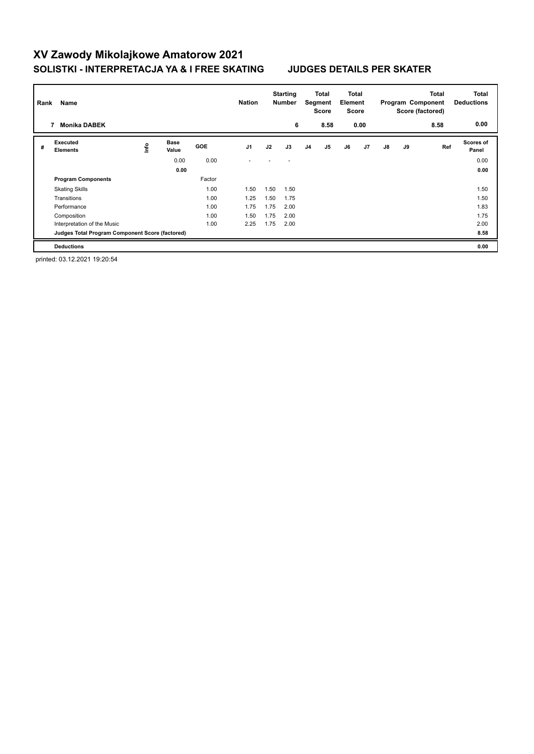# XV Zawody Mikolajkowe Amatorow 2021

## SOLISTKI - INTERPRETACJA YA & I FREE SKATING JUDGES DETAILS PER SKATER

| Rank | Name | Nation | Starting Number | Total Segment Score | Total Element Score | Total Program Component Score (factored) | Total Deductions |
|---|---|---|---|---|---|---|---|
| 7 | Monika DABEK | | 6 | 8.58 | 0.00 | 8.58 | 0.00 |

| # | Executed Elements | Info | Base Value | GOE | J1 | J2 | J3 | J4 | J5 | J6 | J7 | J8 | J9 | Ref | Scores of Panel |
|---|---|---|---|---|---|---|---|---|---|---|---|---|---|---|---|
| | | | 0.00 | 0.00 | - | - | - | | | | | | | | 0.00 |
| | | | 0.00 | | | | | | | | | | | | 0.00 |
| | Program Components | | | Factor | | | | | | | | | | | |
| | Skating Skills | | | 1.00 | 1.50 | 1.50 | 1.50 | | | | | | | | 1.50 |
| | Transitions | | | 1.00 | 1.25 | 1.50 | 1.75 | | | | | | | | 1.50 |
| | Performance | | | 1.00 | 1.75 | 1.75 | 2.00 | | | | | | | | 1.83 |
| | Composition | | | 1.00 | 1.50 | 1.75 | 2.00 | | | | | | | | 1.75 |
| | Interpretation of the Music | | | 1.00 | 2.25 | 1.75 | 2.00 | | | | | | | | 2.00 |
| | Judges Total Program Component Score (factored) | | | | | | | | | | | | | | 8.58 |
| | Deductions | | | | | | | | | | | | | | 0.00 |

printed: 03.12.2021 19:20:54